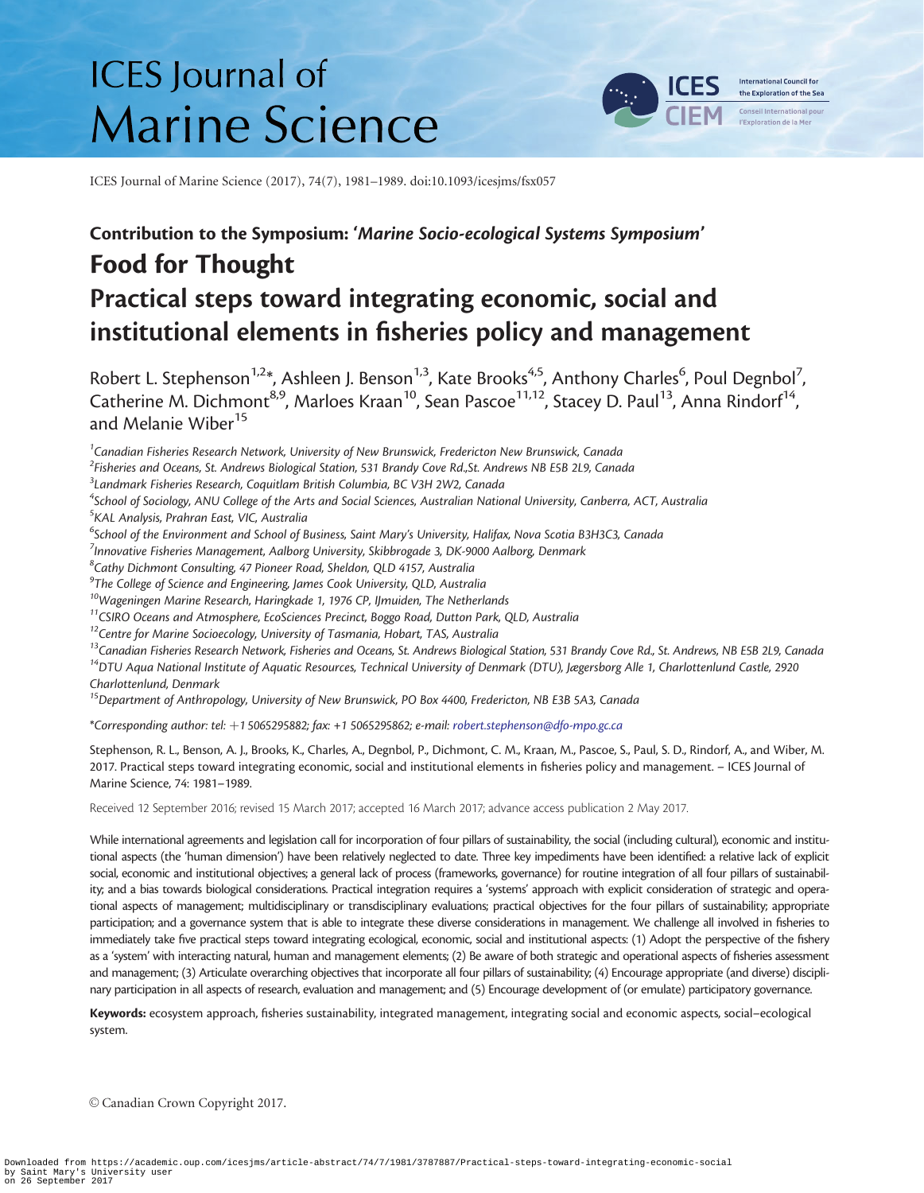Contribution to the Symposium: '*Marine Socio-ecological Systems Symposium*'

# Food for Thought

# Practical steps toward integrating economic, social and institutional elements in fisheries policy and management

Robert L. Stephenson[1,2]*, Ashleen J. Benson[1,3], Kate Brooks[4,5], Anthony Charles[6], Poul Degnbol[7], Catherine M. Dichmont[8,9], Marloes Kraan[10], Sean Pascoe[11,12], Stacey D. Paul[13], Anna Rindorf[14], and Melanie Wiber[15]

[1]*Canadian Fisheries Research Network, University of New Brunswick, Fredericton New Brunswick, Canada*
[2]*Fisheries and Oceans, St. Andrews Biological Station, 531 Brandy Cove Rd.,St. Andrews NB E5B 2L9, Canada*
[3]*Landmark Fisheries Research, Coquitlam British Columbia, BC V3H 2W2, Canada*
[4]*School of Sociology, ANU College of the Arts and Social Sciences, Australian National University, Canberra, ACT, Australia*
[5]*KAL Analysis, Prahran East, VIC, Australia*
[6]*School of the Environment and School of Business, Saint Mary's University, Halifax, Nova Scotia B3H3C3, Canada*
[7]*Innovative Fisheries Management, Aalborg University, Skibbrogade 3, DK-9000 Aalborg, Denmark*
[8]*Cathy Dichmont Consulting, 47 Pioneer Road, Sheldon, QLD 4157, Australia*
[9]*The College of Science and Engineering, James Cook University, QLD, Australia*
[10]*Wageningen Marine Research, Haringkade 1, 1976 CP, IJmuiden, The Netherlands*
[11]*CSIRO Oceans and Atmosphere, EcoSciences Precinct, Boggo Road, Dutton Park, QLD, Australia*
[12]*Centre for Marine Socioecology, University of Tasmania, Hobart, TAS, Australia*
[13]*Canadian Fisheries Research Network, Fisheries and Oceans, St. Andrews Biological Station, 531 Brandy Cove Rd., St. Andrews, NB E5B 2L9, Canada*
[14]*DTU Aqua National Institute of Aquatic Resources, Technical University of Denmark (DTU), Jægersborg Alle 1, Charlottenlund Castle, 2920 Charlottenlund, Denmark*
[15]*Department of Anthropology, University of New Brunswick, PO Box 4400, Fredericton, NB E3B 5A3, Canada*

*Corresponding author: tel: +1 5065295882; fax: +1 5065295862; e-mail: robert.stephenson@dfo-mpo.gc.ca

Stephenson, R. L., Benson, A. J., Brooks, K., Charles, A., Degnbol, P., Dichmont, C. M., Kraan, M., Pascoe, S., Paul, S. D., Rindorf, A., and Wiber, M. 2017. Practical steps toward integrating economic, social and institutional elements in fisheries policy and management. – ICES Journal of Marine Science, 74: 1981–1989.

Received 12 September 2016; revised 15 March 2017; accepted 16 March 2017; advance access publication 2 May 2017.

While international agreements and legislation call for incorporation of four pillars of sustainability, the social (including cultural), economic and institutional aspects (the 'human dimension') have been relatively neglected to date. Three key impediments have been identified: a relative lack of explicit social, economic and institutional objectives; a general lack of process (frameworks, governance) for routine integration of all four pillars of sustainability; and a bias towards biological considerations. Practical integration requires a 'systems' approach with explicit consideration of strategic and operational aspects of management; multidisciplinary or transdisciplinary evaluations; practical objectives for the four pillars of sustainability; appropriate participation; and a governance system that is able to integrate these diverse considerations in management. We challenge all involved in fisheries to immediately take five practical steps toward integrating ecological, economic, social and institutional aspects: (1) Adopt the perspective of the fishery as a 'system' with interacting natural, human and management elements; (2) Be aware of both strategic and operational aspects of fisheries assessment and management; (3) Articulate overarching objectives that incorporate all four pillars of sustainability; (4) Encourage appropriate (and diverse) disciplinary participation in all aspects of research, evaluation and management; and (5) Encourage development of (or emulate) participatory governance.

**Keywords:** ecosystem approach, fisheries sustainability, integrated management, integrating social and economic aspects, social–ecological system.

© Canadian Crown Copyright 2017.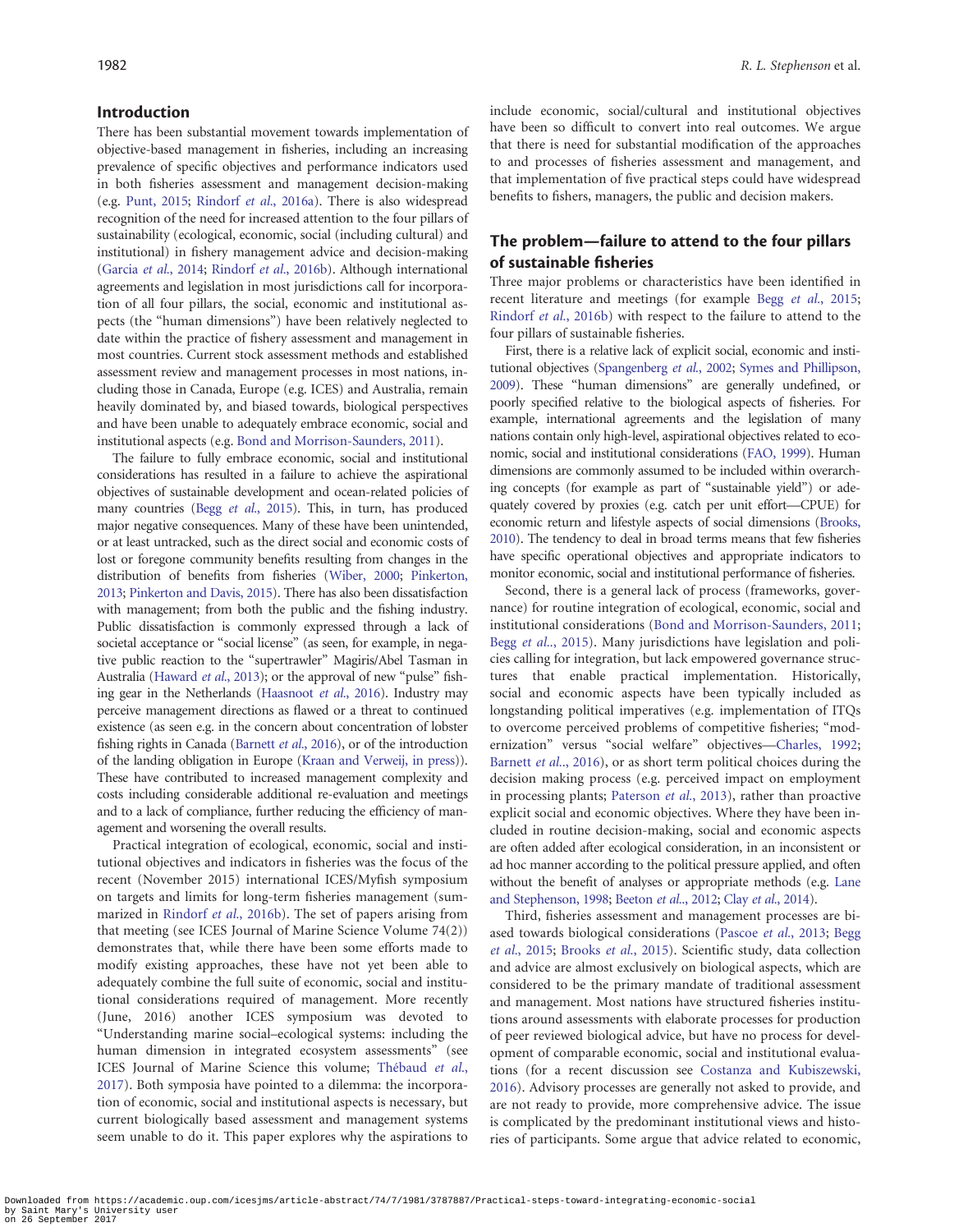## Introduction

There has been substantial movement towards implementation of objective-based management in fisheries, including an increasing prevalence of specific objectives and performance indicators used in both fisheries assessment and management decision-making (e.g. Punt, 2015; Rindorf *et al.*, 2016a). There is also widespread recognition of the need for increased attention to the four pillars of sustainability (ecological, economic, social (including cultural) and institutional) in fishery management advice and decision-making (Garcia *et al.*, 2014; Rindorf *et al.*, 2016b). Although international agreements and legislation in most jurisdictions call for incorporation of all four pillars, the social, economic and institutional aspects (the "human dimensions") have been relatively neglected to date within the practice of fishery assessment and management in most countries. Current stock assessment methods and established assessment review and management processes in most nations, including those in Canada, Europe (e.g. ICES) and Australia, remain heavily dominated by, and biased towards, biological perspectives and have been unable to adequately embrace economic, social and institutional aspects (e.g. Bond and Morrison-Saunders, 2011).

The failure to fully embrace economic, social and institutional considerations has resulted in a failure to achieve the aspirational objectives of sustainable development and ocean-related policies of many countries (Begg *et al.*, 2015). This, in turn, has produced major negative consequences. Many of these have been unintended, or at least untracked, such as the direct social and economic costs of lost or foregone community benefits resulting from changes in the distribution of benefits from fisheries (Wiber, 2000; Pinkerton, 2013; Pinkerton and Davis, 2015). There has also been dissatisfaction with management; from both the public and the fishing industry. Public dissatisfaction is commonly expressed through a lack of societal acceptance or "social license" (as seen, for example, in negative public reaction to the "supertrawler" Magiris/Abel Tasman in Australia (Haward *et al.*, 2013); or the approval of new "pulse" fishing gear in the Netherlands (Haasnoot *et al.*, 2016). Industry may perceive management directions as flawed or a threat to continued existence (as seen e.g. in the concern about concentration of lobster fishing rights in Canada (Barnett *et al.*, 2016), or of the introduction of the landing obligation in Europe (Kraan and Verweij, in press)). These have contributed to increased management complexity and costs including considerable additional re-evaluation and meetings and to a lack of compliance, further reducing the efficiency of management and worsening the overall results.

Practical integration of ecological, economic, social and institutional objectives and indicators in fisheries was the focus of the recent (November 2015) international ICES/Myfish symposium on targets and limits for long-term fisheries management (summarized in Rindorf *et al.*, 2016b). The set of papers arising from that meeting (see ICES Journal of Marine Science Volume 74(2)) demonstrates that, while there have been some efforts made to modify existing approaches, these have not yet been able to adequately combine the full suite of economic, social and institutional considerations required of management. More recently (June, 2016) another ICES symposium was devoted to "Understanding marine social–ecological systems: including the human dimension in integrated ecosystem assessments" (see ICES Journal of Marine Science this volume; Thébaud *et al.*, 2017). Both symposia have pointed to a dilemma: the incorporation of economic, social and institutional aspects is necessary, but current biologically based assessment and management systems seem unable to do it. This paper explores why the aspirations to include economic, social/cultural and institutional objectives have been so difficult to convert into real outcomes. We argue that there is need for substantial modification of the approaches to and processes of fisheries assessment and management, and that implementation of five practical steps could have widespread benefits to fishers, managers, the public and decision makers.

## The problem—failure to attend to the four pillars of sustainable fisheries

Three major problems or characteristics have been identified in recent literature and meetings (for example Begg *et al.*, 2015; Rindorf *et al.*, 2016b) with respect to the failure to attend to the four pillars of sustainable fisheries.

First, there is a relative lack of explicit social, economic and institutional objectives (Spangenberg *et al.*, 2002; Symes and Phillipson, 2009). These "human dimensions" are generally undefined, or poorly specified relative to the biological aspects of fisheries. For example, international agreements and the legislation of many nations contain only high-level, aspirational objectives related to economic, social and institutional considerations (FAO, 1999). Human dimensions are commonly assumed to be included within overarching concepts (for example as part of "sustainable yield") or adequately covered by proxies (e.g. catch per unit effort—CPUE) for economic return and lifestyle aspects of social dimensions (Brooks, 2010). The tendency to deal in broad terms means that few fisheries have specific operational objectives and appropriate indicators to monitor economic, social and institutional performance of fisheries.

Second, there is a general lack of process (frameworks, governance) for routine integration of ecological, economic, social and institutional considerations (Bond and Morrison-Saunders, 2011; Begg *et al.*., 2015). Many jurisdictions have legislation and policies calling for integration, but lack empowered governance structures that enable practical implementation. Historically, social and economic aspects have been typically included as longstanding political imperatives (e.g. implementation of ITQs to overcome perceived problems of competitive fisheries; "modernization" versus "social welfare" objectives—Charles, 1992; Barnett *et al.*., 2016), or as short term political choices during the decision making process (e.g. perceived impact on employment in processing plants; Paterson *et al.*, 2013), rather than proactive explicit social and economic objectives. Where they have been included in routine decision-making, social and economic aspects are often added after ecological consideration, in an inconsistent or ad hoc manner according to the political pressure applied, and often without the benefit of analyses or appropriate methods (e.g. Lane and Stephenson, 1998; Beeton *et al.*., 2012; Clay *et al.*, 2014).

Third, fisheries assessment and management processes are biased towards biological considerations (Pascoe *et al.*, 2013; Begg *et al.*, 2015; Brooks *et al.*, 2015). Scientific study, data collection and advice are almost exclusively on biological aspects, which are considered to be the primary mandate of traditional assessment and management. Most nations have structured fisheries institutions around assessments with elaborate processes for production of peer reviewed biological advice, but have no process for development of comparable economic, social and institutional evaluations (for a recent discussion see Costanza and Kubiszewski, 2016). Advisory processes are generally not asked to provide, and are not ready to provide, more comprehensive advice. The issue is complicated by the predominant institutional views and histories of participants. Some argue that advice related to economic,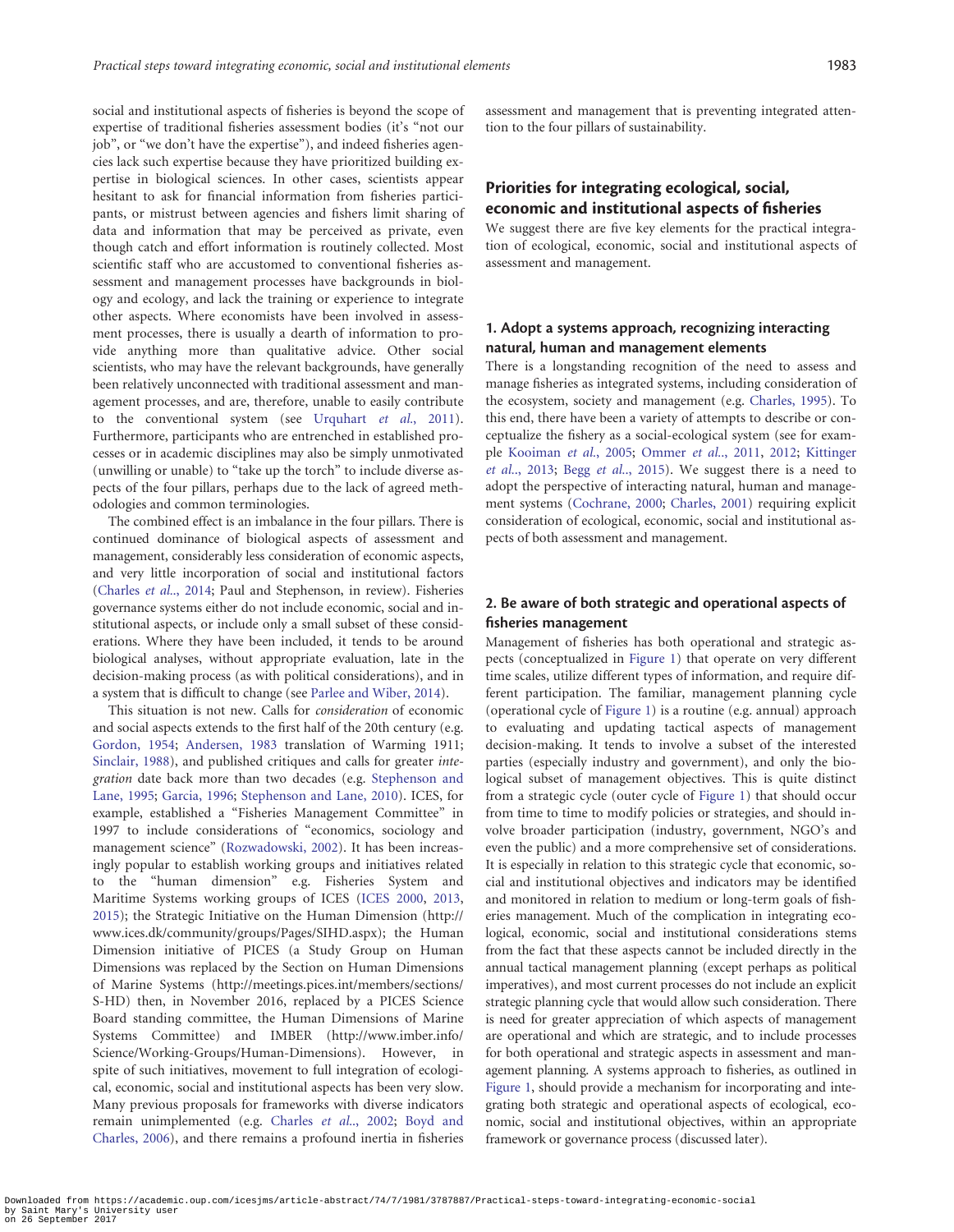social and institutional aspects of fisheries is beyond the scope of expertise of traditional fisheries assessment bodies (it's "not our job", or "we don't have the expertise"), and indeed fisheries agencies lack such expertise because they have prioritized building expertise in biological sciences. In other cases, scientists appear hesitant to ask for financial information from fisheries participants, or mistrust between agencies and fishers limit sharing of data and information that may be perceived as private, even though catch and effort information is routinely collected. Most scientific staff who are accustomed to conventional fisheries assessment and management processes have backgrounds in biology and ecology, and lack the training or experience to integrate other aspects. Where economists have been involved in assessment processes, there is usually a dearth of information to provide anything more than qualitative advice. Other social scientists, who may have the relevant backgrounds, have generally been relatively unconnected with traditional assessment and management processes, and are, therefore, unable to easily contribute to the conventional system (see Urquhart *et al*., 2011). Furthermore, participants who are entrenched in established processes or in academic disciplines may also be simply unmotivated (unwilling or unable) to "take up the torch" to include diverse aspects of the four pillars, perhaps due to the lack of agreed methodologies and common terminologies.

The combined effect is an imbalance in the four pillars. There is continued dominance of biological aspects of assessment and management, considerably less consideration of economic aspects, and very little incorporation of social and institutional factors (Charles *et al*.., 2014; Paul and Stephenson, in review). Fisheries governance systems either do not include economic, social and institutional aspects, or include only a small subset of these considerations. Where they have been included, it tends to be around biological analyses, without appropriate evaluation, late in the decision-making process (as with political considerations), and in a system that is difficult to change (see Parlee and Wiber, 2014).

This situation is not new. Calls for *consideration* of economic and social aspects extends to the first half of the 20th century (e.g. Gordon, 1954; Andersen, 1983 translation of Warming 1911; Sinclair, 1988), and published critiques and calls for greater *integration* date back more than two decades (e.g. Stephenson and Lane, 1995; Garcia, 1996; Stephenson and Lane, 2010). ICES, for example, established a "Fisheries Management Committee" in 1997 to include considerations of "economics, sociology and management science" (Rozwadowski, 2002). It has been increasingly popular to establish working groups and initiatives related to the "human dimension" e.g. Fisheries System and Maritime Systems working groups of ICES (ICES 2000, 2013, 2015); the Strategic Initiative on the Human Dimension (http://www.ices.dk/community/groups/Pages/SIHD.aspx); the Human Dimension initiative of PICES (a Study Group on Human Dimensions was replaced by the Section on Human Dimensions of Marine Systems (http://meetings.pices.int/members/sections/S-HD) then, in November 2016, replaced by a PICES Science Board standing committee, the Human Dimensions of Marine Systems Committee) and IMBER (http://www.imber.info/Science/Working-Groups/Human-Dimensions). However, in spite of such initiatives, movement to full integration of ecological, economic, social and institutional aspects has been very slow. Many previous proposals for frameworks with diverse indicators remain unimplemented (e.g. Charles *et al*.., 2002; Boyd and Charles, 2006), and there remains a profound inertia in fisheries assessment and management that is preventing integrated attention to the four pillars of sustainability.

## Priorities for integrating ecological, social, economic and institutional aspects of fisheries

We suggest there are five key elements for the practical integration of ecological, economic, social and institutional aspects of assessment and management.

### 1. Adopt a systems approach, recognizing interacting natural, human and management elements

There is a longstanding recognition of the need to assess and manage fisheries as integrated systems, including consideration of the ecosystem, society and management (e.g. Charles, 1995). To this end, there have been a variety of attempts to describe or conceptualize the fishery as a social-ecological system (see for example Kooiman *et al*., 2005; Ommer *et al*.., 2011, 2012; Kittinger *et al*.., 2013; Begg *et al*.., 2015). We suggest there is a need to adopt the perspective of interacting natural, human and management systems (Cochrane, 2000; Charles, 2001) requiring explicit consideration of ecological, economic, social and institutional aspects of both assessment and management.

### 2. Be aware of both strategic and operational aspects of fisheries management

Management of fisheries has both operational and strategic aspects (conceptualized in Figure 1) that operate on very different time scales, utilize different types of information, and require different participation. The familiar, management planning cycle (operational cycle of Figure 1) is a routine (e.g. annual) approach to evaluating and updating tactical aspects of management decision-making. It tends to involve a subset of the interested parties (especially industry and government), and only the biological subset of management objectives. This is quite distinct from a strategic cycle (outer cycle of Figure 1) that should occur from time to time to modify policies or strategies, and should involve broader participation (industry, government, NGO's and even the public) and a more comprehensive set of considerations. It is especially in relation to this strategic cycle that economic, social and institutional objectives and indicators may be identified and monitored in relation to medium or long-term goals of fisheries management. Much of the complication in integrating ecological, economic, social and institutional considerations stems from the fact that these aspects cannot be included directly in the annual tactical management planning (except perhaps as political imperatives), and most current processes do not include an explicit strategic planning cycle that would allow such consideration. There is need for greater appreciation of which aspects of management are operational and which are strategic, and to include processes for both operational and strategic aspects in assessment and management planning. A systems approach to fisheries, as outlined in Figure 1, should provide a mechanism for incorporating and integrating both strategic and operational aspects of ecological, economic, social and institutional objectives, within an appropriate framework or governance process (discussed later).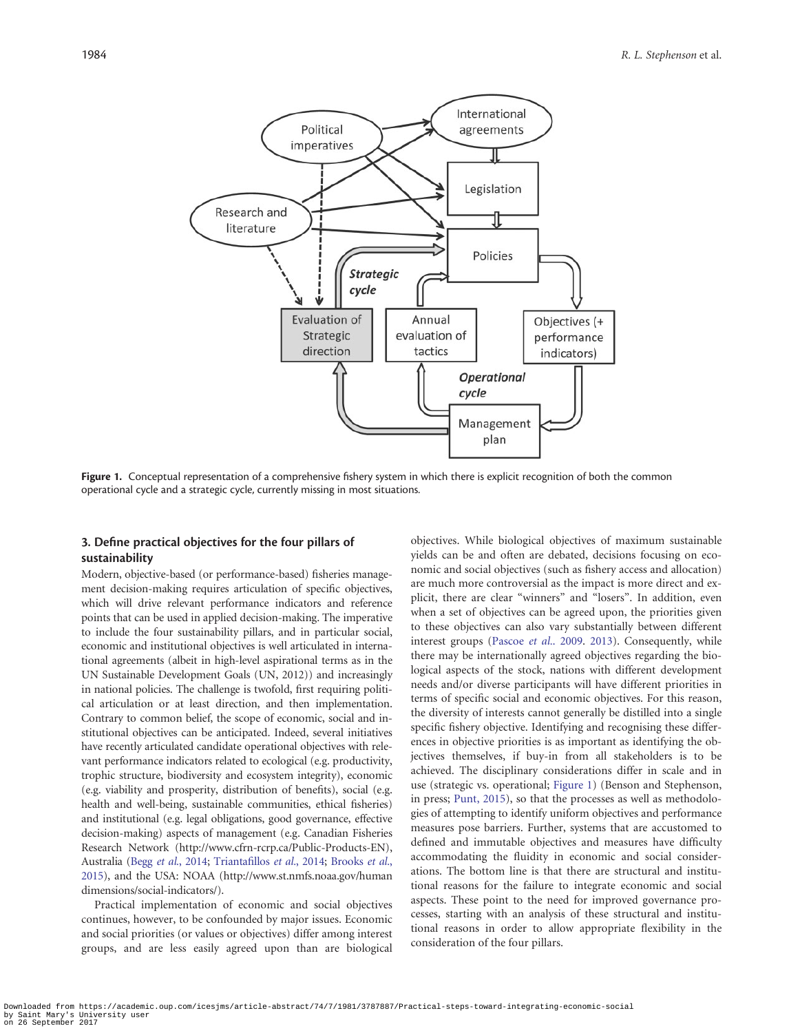Political imperatives

International agreements

Legislation

Research and literature

Policies

Strategic cycle

Evaluation of Strategic direction

Annual evaluation of tactics

Objectives (+ performance indicators)

Operational cycle

Management plan

**Figure 1.** Conceptual representation of a comprehensive fishery system in which there is explicit recognition of both the common operational cycle and a strategic cycle, currently missing in most situations.

## 3. Define practical objectives for the four pillars of sustainability

Modern, objective-based (or performance-based) fisheries management decision-making requires articulation of specific objectives, which will drive relevant performance indicators and reference points that can be used in applied decision-making. The imperative to include the four sustainability pillars, and in particular social, economic and institutional objectives is well articulated in international agreements (albeit in high-level aspirational terms as in the UN Sustainable Development Goals (UN, 2012)) and increasingly in national policies. The challenge is twofold, first requiring political articulation or at least direction, and then implementation. Contrary to common belief, the scope of economic, social and institutional objectives can be anticipated. Indeed, several initiatives have recently articulated candidate operational objectives with relevant performance indicators related to ecological (e.g. productivity, trophic structure, biodiversity and ecosystem integrity), economic (e.g. viability and prosperity, distribution of benefits), social (e.g. health and well-being, sustainable communities, ethical fisheries) and institutional (e.g. legal obligations, good governance, effective decision-making) aspects of management (e.g. Canadian Fisheries Research Network (http://www.cfrn-rcrp.ca/Public-Products-EN), Australia (Begg *et al.*, 2014; Triantafillos *et al.*, 2014; Brooks *et al.*, 2015), and the USA: NOAA (http://www.st.nmfs.noaa.gov/humandimensions/social-indicators/).

Practical implementation of economic and social objectives continues, however, to be confounded by major issues. Economic and social priorities (or values or objectives) differ among interest groups, and are less easily agreed upon than are biological objectives. While biological objectives of maximum sustainable yields can be and often are debated, decisions focusing on economic and social objectives (such as fishery access and allocation) are much more controversial as the impact is more direct and explicit, there are clear "winners" and "losers". In addition, even when a set of objectives can be agreed upon, the priorities given to these objectives can also vary substantially between different interest groups (Pascoe *et al.*. 2009. 2013). Consequently, while there may be internationally agreed objectives regarding the biological aspects of the stock, nations with different development needs and/or diverse participants will have different priorities in terms of specific social and economic objectives. For this reason, the diversity of interests cannot generally be distilled into a single specific fishery objective. Identifying and recognising these differences in objective priorities is as important as identifying the objectives themselves, if buy-in from all stakeholders is to be achieved. The disciplinary considerations differ in scale and in use (strategic vs. operational; Figure 1) (Benson and Stephenson, in press; Punt, 2015), so that the processes as well as methodologies of attempting to identify uniform objectives and performance measures pose barriers. Further, systems that are accustomed to defined and immutable objectives and measures have difficulty accommodating the fluidity in economic and social considerations. The bottom line is that there are structural and institutional reasons for the failure to integrate economic and social aspects. These point to the need for improved governance processes, starting with an analysis of these structural and institutional reasons in order to allow appropriate flexibility in the consideration of the four pillars.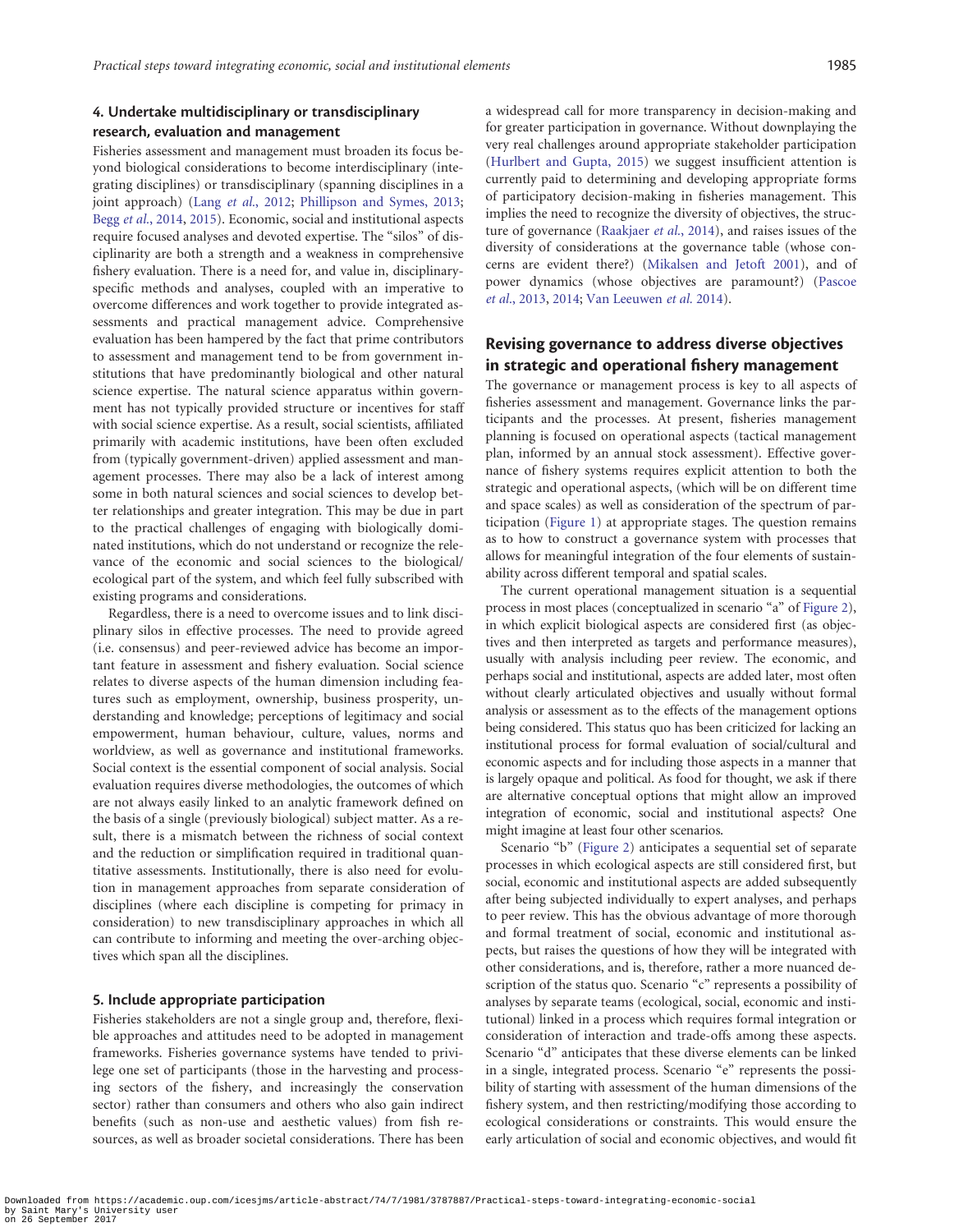### 4. Undertake multidisciplinary or transdisciplinary research, evaluation and management

Fisheries assessment and management must broaden its focus beyond biological considerations to become interdisciplinary (integrating disciplines) or transdisciplinary (spanning disciplines in a joint approach) (Lang *et al.*, 2012; Phillipson and Symes, 2013; Begg *et al.*, 2014, 2015). Economic, social and institutional aspects require focused analyses and devoted expertise. The "silos" of disciplinarity are both a strength and a weakness in comprehensive fishery evaluation. There is a need for, and value in, disciplinary-specific methods and analyses, coupled with an imperative to overcome differences and work together to provide integrated assessments and practical management advice. Comprehensive evaluation has been hampered by the fact that prime contributors to assessment and management tend to be from government institutions that have predominantly biological and other natural science expertise. The natural science apparatus within government has not typically provided structure or incentives for staff with social science expertise. As a result, social scientists, affiliated primarily with academic institutions, have been often excluded from (typically government-driven) applied assessment and management processes. There may also be a lack of interest among some in both natural sciences and social sciences to develop better relationships and greater integration. This may be due in part to the practical challenges of engaging with biologically dominated institutions, which do not understand or recognize the relevance of the economic and social sciences to the biological/ecological part of the system, and which feel fully subscribed with existing programs and considerations.

Regardless, there is a need to overcome issues and to link disciplinary silos in effective processes. The need to provide agreed (i.e. consensus) and peer-reviewed advice has become an important feature in assessment and fishery evaluation. Social science relates to diverse aspects of the human dimension including features such as employment, ownership, business prosperity, understanding and knowledge; perceptions of legitimacy and social empowerment, human behaviour, culture, values, norms and worldview, as well as governance and institutional frameworks. Social context is the essential component of social analysis. Social evaluation requires diverse methodologies, the outcomes of which are not always easily linked to an analytic framework defined on the basis of a single (previously biological) subject matter. As a result, there is a mismatch between the richness of social context and the reduction or simplification required in traditional quantitative assessments. Institutionally, there is also need for evolution in management approaches from separate consideration of disciplines (where each discipline is competing for primacy in consideration) to new transdisciplinary approaches in which all can contribute to informing and meeting the over-arching objectives which span all the disciplines.

### 5. Include appropriate participation

Fisheries stakeholders are not a single group and, therefore, flexible approaches and attitudes need to be adopted in management frameworks. Fisheries governance systems have tended to privilege one set of participants (those in the harvesting and processing sectors of the fishery, and increasingly the conservation sector) rather than consumers and others who also gain indirect benefits (such as non-use and aesthetic values) from fish resources, as well as broader societal considerations. There has been a widespread call for more transparency in decision-making and for greater participation in governance. Without downplaying the very real challenges around appropriate stakeholder participation (Hurlbert and Gupta, 2015) we suggest insufficient attention is currently paid to determining and developing appropriate forms of participatory decision-making in fisheries management. This implies the need to recognize the diversity of objectives, the structure of governance (Raakjaer *et al.*, 2014), and raises issues of the diversity of considerations at the governance table (whose concerns are evident there?) (Mikalsen and Jetoft 2001), and of power dynamics (whose objectives are paramount?) (Pascoe *et al.*, 2013, 2014; Van Leeuwen *et al.* 2014).

## Revising governance to address diverse objectives in strategic and operational fishery management

The governance or management process is key to all aspects of fisheries assessment and management. Governance links the participants and the processes. At present, fisheries management planning is focused on operational aspects (tactical management plan, informed by an annual stock assessment). Effective governance of fishery systems requires explicit attention to both the strategic and operational aspects, (which will be on different time and space scales) as well as consideration of the spectrum of participation (Figure 1) at appropriate stages. The question remains as to how to construct a governance system with processes that allows for meaningful integration of the four elements of sustainability across different temporal and spatial scales.

The current operational management situation is a sequential process in most places (conceptualized in scenario "a" of Figure 2), in which explicit biological aspects are considered first (as objectives and then interpreted as targets and performance measures), usually with analysis including peer review. The economic, and perhaps social and institutional, aspects are added later, most often without clearly articulated objectives and usually without formal analysis or assessment as to the effects of the management options being considered. This status quo has been criticized for lacking an institutional process for formal evaluation of social/cultural and economic aspects and for including those aspects in a manner that is largely opaque and political. As food for thought, we ask if there are alternative conceptual options that might allow an improved integration of economic, social and institutional aspects? One might imagine at least four other scenarios.

Scenario "b" (Figure 2) anticipates a sequential set of separate processes in which ecological aspects are still considered first, but social, economic and institutional aspects are added subsequently after being subjected individually to expert analyses, and perhaps to peer review. This has the obvious advantage of more thorough and formal treatment of social, economic and institutional aspects, but raises the questions of how they will be integrated with other considerations, and is, therefore, rather a more nuanced description of the status quo. Scenario "c" represents a possibility of analyses by separate teams (ecological, social, economic and institutional) linked in a process which requires formal integration or consideration of interaction and trade-offs among these aspects. Scenario "d" anticipates that these diverse elements can be linked in a single, integrated process. Scenario "e" represents the possibility of starting with assessment of the human dimensions of the fishery system, and then restricting/modifying those according to ecological considerations or constraints. This would ensure the early articulation of social and economic objectives, and would fit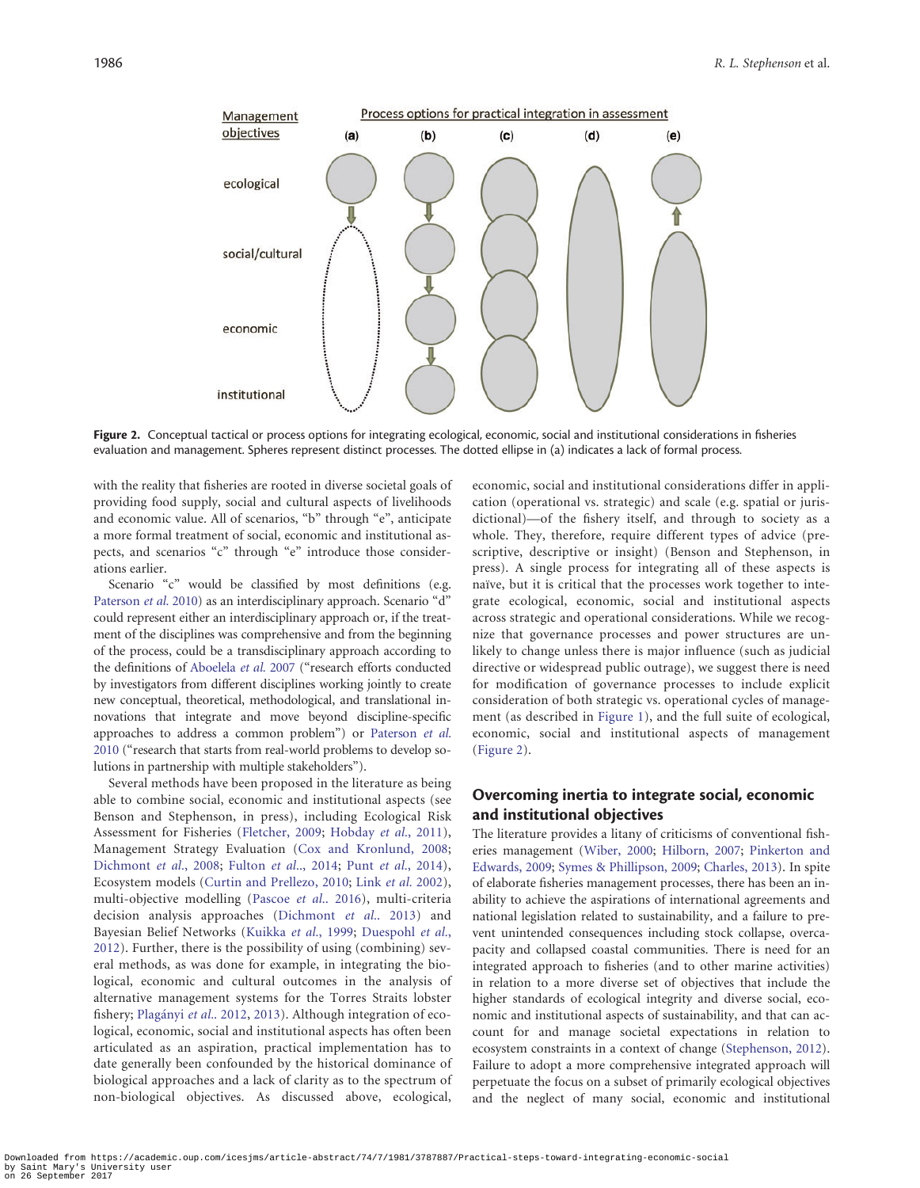Figure 2. Conceptual tactical or process options for integrating ecological, economic, social and institutional considerations in fisheries evaluation and management. Spheres represent distinct processes. The dotted ellipse in (a) indicates a lack of formal process.

with the reality that fisheries are rooted in diverse societal goals of providing food supply, social and cultural aspects of livelihoods and economic value. All of scenarios, "b" through "e", anticipate a more formal treatment of social, economic and institutional aspects, and scenarios "c" through "e" introduce those considerations earlier.

Scenario "c" would be classified by most definitions (e.g. Paterson *et al.* 2010) as an interdisciplinary approach. Scenario "d" could represent either an interdisciplinary approach or, if the treatment of the disciplines was comprehensive and from the beginning of the process, could be a transdisciplinary approach according to the definitions of Aboelela *et al.* 2007 ("research efforts conducted by investigators from different disciplines working jointly to create new conceptual, theoretical, methodological, and translational innovations that integrate and move beyond discipline-specific approaches to address a common problem") or Paterson *et al.* 2010 ("research that starts from real-world problems to develop solutions in partnership with multiple stakeholders").

Several methods have been proposed in the literature as being able to combine social, economic and institutional aspects (see Benson and Stephenson, in press), including Ecological Risk Assessment for Fisheries (Fletcher, 2009; Hobday *et al.*, 2011), Management Strategy Evaluation (Cox and Kronlund, 2008; Dichmont *et al.*, 2008; Fulton *et al.*., 2014; Punt *et al.*, 2014), Ecosystem models (Curtin and Prellezo, 2010; Link *et al.* 2002), multi-objective modelling (Pascoe *et al.*. 2016), multi-criteria decision analysis approaches (Dichmont *et al.*. 2013) and Bayesian Belief Networks (Kuikka *et al.*, 1999; Duespohl *et al.*, 2012). Further, there is the possibility of using (combining) several methods, as was done for example, in integrating the biological, economic and cultural outcomes in the analysis of alternative management systems for the Torres Straits lobster fishery; Plagányi *et al.*. 2012, 2013). Although integration of ecological, economic, social and institutional aspects has often been articulated as an aspiration, practical implementation has to date generally been confounded by the historical dominance of biological approaches and a lack of clarity as to the spectrum of non-biological objectives. As discussed above, ecological, economic, social and institutional considerations differ in application (operational vs. strategic) and scale (e.g. spatial or jurisdictional)—of the fishery itself, and through to society as a whole. They, therefore, require different types of advice (prescriptive, descriptive or insight) (Benson and Stephenson, in press). A single process for integrating all of these aspects is naïve, but it is critical that the processes work together to integrate ecological, economic, social and institutional aspects across strategic and operational considerations. While we recognize that governance processes and power structures are unlikely to change unless there is major influence (such as judicial directive or widespread public outrage), we suggest there is need for modification of governance processes to include explicit consideration of both strategic vs. operational cycles of management (as described in Figure 1), and the full suite of ecological, economic, social and institutional aspects of management (Figure 2).

## Overcoming inertia to integrate social, economic and institutional objectives

The literature provides a litany of criticisms of conventional fisheries management (Wiber, 2000; Hilborn, 2007; Pinkerton and Edwards, 2009; Symes & Phillipson, 2009; Charles, 2013). In spite of elaborate fisheries management processes, there has been an inability to achieve the aspirations of international agreements and national legislation related to sustainability, and a failure to prevent unintended consequences including stock collapse, overcapacity and collapsed coastal communities. There is need for an integrated approach to fisheries (and to other marine activities) in relation to a more diverse set of objectives that include the higher standards of ecological integrity and diverse social, economic and institutional aspects of sustainability, and that can account for and manage societal expectations in relation to ecosystem constraints in a context of change (Stephenson, 2012). Failure to adopt a more comprehensive integrated approach will perpetuate the focus on a subset of primarily ecological objectives and the neglect of many social, economic and institutional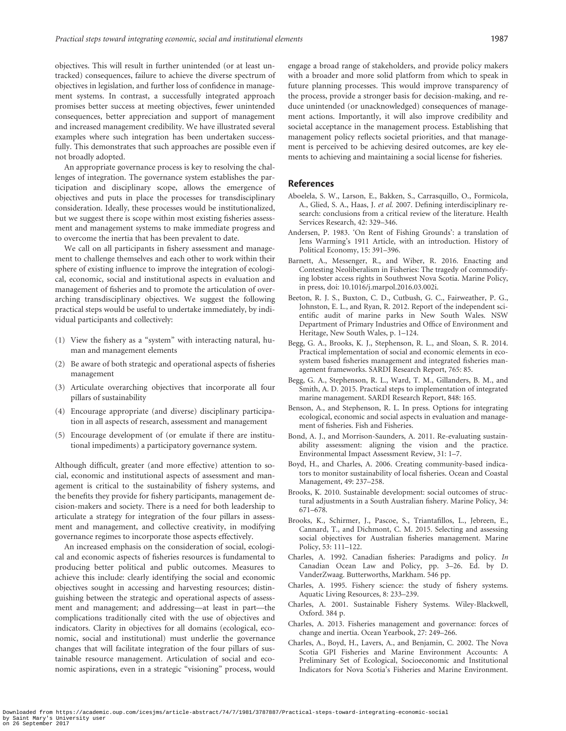objectives. This will result in further unintended (or at least untracked) consequences, failure to achieve the diverse spectrum of objectives in legislation, and further loss of confidence in management systems. In contrast, a successfully integrated approach promises better success at meeting objectives, fewer unintended consequences, better appreciation and support of management and increased management credibility. We have illustrated several examples where such integration has been undertaken successfully. This demonstrates that such approaches are possible even if not broadly adopted.

An appropriate governance process is key to resolving the challenges of integration. The governance system establishes the participation and disciplinary scope, allows the emergence of objectives and puts in place the processes for transdisciplinary consideration. Ideally, these processes would be institutionalized, but we suggest there is scope within most existing fisheries assessment and management systems to make immediate progress and to overcome the inertia that has been prevalent to date.

We call on all participants in fishery assessment and management to challenge themselves and each other to work within their sphere of existing influence to improve the integration of ecological, economic, social and institutional aspects in evaluation and management of fisheries and to promote the articulation of overarching transdisciplinary objectives. We suggest the following practical steps would be useful to undertake immediately, by individual participants and collectively:

(1) View the fishery as a "system" with interacting natural, human and management elements
(2) Be aware of both strategic and operational aspects of fisheries management
(3) Articulate overarching objectives that incorporate all four pillars of sustainability
(4) Encourage appropriate (and diverse) disciplinary participation in all aspects of research, assessment and management
(5) Encourage development of (or emulate if there are institutional impediments) a participatory governance system.

Although difficult, greater (and more effective) attention to social, economic and institutional aspects of assessment and management is critical to the sustainability of fishery systems, and the benefits they provide for fishery participants, management decision-makers and society. There is a need for both leadership to articulate a strategy for integration of the four pillars in assessment and management, and collective creativity, in modifying governance regimes to incorporate those aspects effectively.

An increased emphasis on the consideration of social, ecological and economic aspects of fisheries resources is fundamental to producing better political and public outcomes. Measures to achieve this include: clearly identifying the social and economic objectives sought in accessing and harvesting resources; distinguishing between the strategic and operational aspects of assessment and management; and addressing—at least in part—the complications traditionally cited with the use of objectives and indicators. Clarity in objectives for all domains (ecological, economic, social and institutional) must underlie the governance changes that will facilitate integration of the four pillars of sustainable resource management. Articulation of social and economic aspirations, even in a strategic "visioning" process, would engage a broad range of stakeholders, and provide policy makers with a broader and more solid platform from which to speak in future planning processes. This would improve transparency of the process, provide a stronger basis for decision-making, and reduce unintended (or unacknowledged) consequences of management actions. Importantly, it will also improve credibility and societal acceptance in the management process. Establishing that management policy reflects societal priorities, and that management is perceived to be achieving desired outcomes, are key elements to achieving and maintaining a social license for fisheries.

## References

Aboelela, S. W., Larson, E., Bakken, S., Carrasquillo, O., Formicola, A., Glied, S. A., Haas, J. *et al*. 2007. Defining interdisciplinary research: conclusions from a critical review of the literature. Health Services Research, 42: 329–346.

Andersen, P. 1983. 'On Rent of Fishing Grounds': a translation of Jens Warming's 1911 Article, with an introduction. History of Political Economy, 15: 391–396.

Barnett, A., Messenger, R., and Wiber, R. 2016. Enacting and Contesting Neoliberalism in Fisheries: The tragedy of commodifying lobster access rights in Southwest Nova Scotia. Marine Policy, in press, doi: 10.1016/j.marpol.2016.03.002i.

Beeton, R. J. S., Buxton, C. D., Cutbush, G. C., Fairweather, P. G., Johnston, E. L., and Ryan, R. 2012. Report of the independent scientific audit of marine parks in New South Wales. NSW Department of Primary Industries and Office of Environment and Heritage, New South Wales, p. 1–124.

Begg, G. A., Brooks, K. J., Stephenson, R. L., and Sloan, S. R. 2014. Practical implementation of social and economic elements in ecosystem based fisheries management and integrated fisheries management frameworks. SARDI Research Report, 765: 85.

Begg, G. A., Stephenson, R. L., Ward, T. M., Gillanders, B. M., and Smith, A. D. 2015. Practical steps to implementation of integrated marine management. SARDI Research Report, 848: 165.

Benson, A., and Stephenson, R. L. In press. Options for integrating ecological, economic and social aspects in evaluation and management of fisheries. Fish and Fisheries.

Bond, A. J., and Morrison-Saunders, A. 2011. Re-evaluating sustainability assessment: aligning the vision and the practice. Environmental Impact Assessment Review, 31: 1–7.

Boyd, H., and Charles, A. 2006. Creating community-based indicators to monitor sustainability of local fisheries. Ocean and Coastal Management, 49: 237–258.

Brooks, K. 2010. Sustainable development: social outcomes of structural adjustments in a South Australian fishery. Marine Policy, 34: 671–678.

Brooks, K., Schirmer, J., Pascoe, S., Triantafillos, L., Jebreen, E., Cannard, T., and Dichmont, C. M. 2015. Selecting and assessing social objectives for Australian fisheries management. Marine Policy, 53: 111–122.

Charles, A. 1992. Canadian fisheries: Paradigms and policy. *In* Canadian Ocean Law and Policy, pp. 3–26. Ed. by D. VanderZwaag. Butterworths, Markham. 546 pp.

Charles, A. 1995. Fishery science: the study of fishery systems. Aquatic Living Resources, 8: 233–239.

Charles, A. 2001. Sustainable Fishery Systems. Wiley-Blackwell, Oxford. 384 p.

Charles, A. 2013. Fisheries management and governance: forces of change and inertia. Ocean Yearbook, 27: 249–266.

Charles, A., Boyd, H., Lavers, A., and Benjamin, C. 2002. The Nova Scotia GPI Fisheries and Marine Environment Accounts: A Preliminary Set of Ecological, Socioeconomic and Institutional Indicators for Nova Scotia's Fisheries and Marine Environment.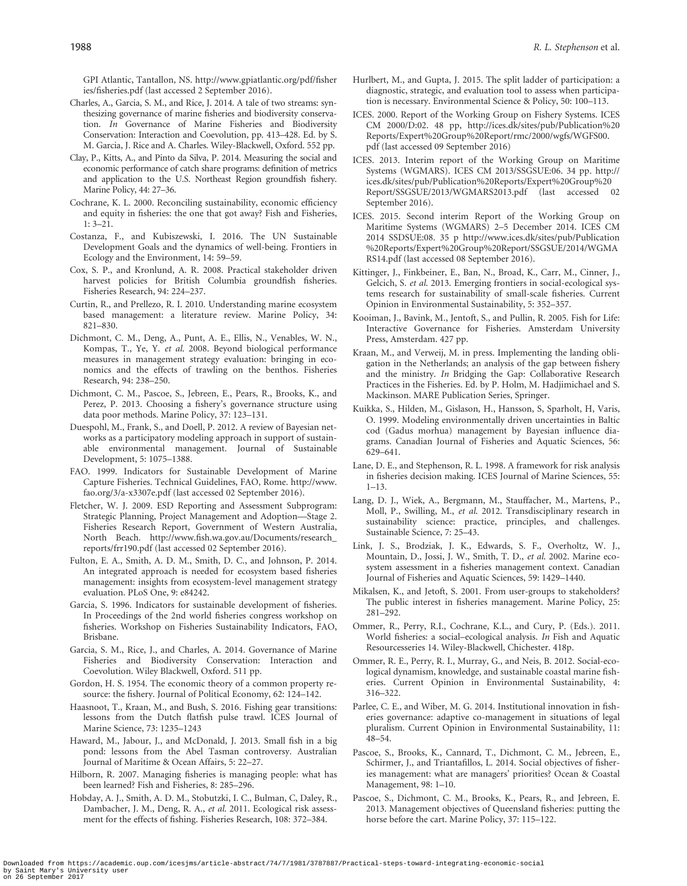GPI Atlantic, Tantallon, NS. http://www.gpiatlantic.org/pdf/fisheries/fisheries.pdf (last accessed 2 September 2016).

Charles, A., Garcia, S. M., and Rice, J. 2014. A tale of two streams: synthesizing governance of marine fisheries and biodiversity conservation. *In* Governance of Marine Fisheries and Biodiversity Conservation: Interaction and Coevolution, pp. 413–428. Ed. by S. M. Garcia, J. Rice and A. Charles. Wiley-Blackwell, Oxford. 552 pp.

Clay, P., Kitts, A., and Pinto da Silva, P. 2014. Measuring the social and economic performance of catch share programs: definition of metrics and application to the U.S. Northeast Region groundfish fishery. Marine Policy, 44: 27–36.

Cochrane, K. L. 2000. Reconciling sustainability, economic efficiency and equity in fisheries: the one that got away? Fish and Fisheries, 1: 3–21.

Costanza, F., and Kubiszewski, I. 2016. The UN Sustainable Development Goals and the dynamics of well-being. Frontiers in Ecology and the Environment, 14: 59–59.

Cox, S. P., and Kronlund, A. R. 2008. Practical stakeholder driven harvest policies for British Columbia groundfish fisheries. Fisheries Research, 94: 224–237.

Curtin, R., and Prellezo, R. I. 2010. Understanding marine ecosystem based management: a literature review. Marine Policy, 34: 821–830.

Dichmont, C. M., Deng, A., Punt, A. E., Ellis, N., Venables, W. N., Kompas, T., Ye, Y. *et al*. 2008. Beyond biological performance measures in management strategy evaluation: bringing in economics and the effects of trawling on the benthos. Fisheries Research, 94: 238–250.

Dichmont, C. M., Pascoe, S., Jebreen, E., Pears, R., Brooks, K., and Perez, P. 2013. Choosing a fishery's governance structure using data poor methods. Marine Policy, 37: 123–131.

Duespohl, M., Frank, S., and Doell, P. 2012. A review of Bayesian networks as a participatory modeling approach in support of sustainable environmental management. Journal of Sustainable Development, 5: 1075–1388.

FAO. 1999. Indicators for Sustainable Development of Marine Capture Fisheries. Technical Guidelines, FAO, Rome. http://www.fao.org/3/a-x3307e.pdf (last accessed 02 September 2016).

Fletcher, W. J. 2009. ESD Reporting and Assessment Subprogram: Strategic Planning, Project Management and Adoption—Stage 2. Fisheries Research Report, Government of Western Australia, North Beach. http://www.fish.wa.gov.au/Documents/research_reports/frr190.pdf (last accessed 02 September 2016).

Fulton, E. A., Smith, A. D. M., Smith, D. C., and Johnson, P. 2014. An integrated approach is needed for ecosystem based fisheries management: insights from ecosystem-level management strategy evaluation. PLoS One, 9: e84242.

Garcia, S. 1996. Indicators for sustainable development of fisheries. In Proceedings of the 2nd world fisheries congress workshop on fisheries. Workshop on Fisheries Sustainability Indicators, FAO, Brisbane.

Garcia, S. M., Rice, J., and Charles, A. 2014. Governance of Marine Fisheries and Biodiversity Conservation: Interaction and Coevolution. Wiley Blackwell, Oxford. 511 pp.

Gordon, H. S. 1954. The economic theory of a common property resource: the fishery. Journal of Political Economy, 62: 124–142.

Haasnoot, T., Kraan, M., and Bush, S. 2016. Fishing gear transitions: lessons from the Dutch flatfish pulse trawl. ICES Journal of Marine Science, 73: 1235–1243

Haward, M., Jabour, J., and McDonald, J. 2013. Small fish in a big pond: lessons from the Abel Tasman controversy. Australian Journal of Maritime & Ocean Affairs, 5: 22–27.

Hilborn, R. 2007. Managing fisheries is managing people: what has been learned? Fish and Fisheries, 8: 285–296.

Hobday, A. J., Smith, A. D. M., Stobutzki, I. C., Bulman, C, Daley, R., Dambacher, J. M., Deng, R. A., *et al*. 2011. Ecological risk assessment for the effects of fishing. Fisheries Research, 108: 372–384.

Hurlbert, M., and Gupta, J. 2015. The split ladder of participation: a diagnostic, strategic, and evaluation tool to assess when participation is necessary. Environmental Science & Policy, 50: 100–113.

ICES. 2000. Report of the Working Group on Fishery Systems. ICES CM 2000/D:02. 48 pp, http://ices.dk/sites/pub/Publication%20Reports/Expert%20Group%20Report/rmc/2000/wgfs/WGFS00.pdf (last accessed 09 September 2016)

ICES. 2013. Interim report of the Working Group on Maritime Systems (WGMARS). ICES CM 2013/SSGSUE:06. 34 pp. http://ices.dk/sites/pub/Publication%20Reports/Expert%20Group%20Report/SSGSUE/2013/WGMARS2013.pdf (last accessed 02 September 2016).

ICES. 2015. Second interim Report of the Working Group on Maritime Systems (WGMARS) 2–5 December 2014. ICES CM 2014 SSDSUE:08. 35 p http://www.ices.dk/sites/pub/Publication%20Reports/Expert%20Group%20Report/SSGSUE/2014/WGMARS14.pdf (last accessed 08 September 2016).

Kittinger, J., Finkbeiner, E., Ban, N., Broad, K., Carr, M., Cinner, J., Gelcich, S. *et al*. 2013. Emerging frontiers in social-ecological systems research for sustainability of small-scale fisheries. Current Opinion in Environmental Sustainability, 5: 352–357.

Kooiman, J., Bavink, M., Jentoft, S., and Pullin, R. 2005. Fish for Life: Interactive Governance for Fisheries. Amsterdam University Press, Amsterdam. 427 pp.

Kraan, M., and Verweij, M. in press. Implementing the landing obligation in the Netherlands; an analysis of the gap between fishery and the ministry. *In* Bridging the Gap: Collaborative Research Practices in the Fisheries. Ed. by P. Holm, M. Hadjimichael and S. Mackinson. MARE Publication Series, Springer.

Kuikka, S., Hilden, M., Gislason, H., Hansson, S, Sparholt, H, Varis, O. 1999. Modeling environmentally driven uncertainties in Baltic cod (Gadus morhua) management by Bayesian influence diagrams. Canadian Journal of Fisheries and Aquatic Sciences, 56: 629–641.

Lane, D. E., and Stephenson, R. L. 1998. A framework for risk analysis in fisheries decision making. ICES Journal of Marine Sciences, 55: 1–13.

Lang, D. J., Wiek, A., Bergmann, M., Stauffacher, M., Martens, P., Moll, P., Swilling, M., *et al*. 2012. Transdisciplinary research in sustainability science: practice, principles, and challenges. Sustainable Science, 7: 25–43.

Link, J. S., Brodziak, J. K., Edwards, S. F., Overholtz, W. J., Mountain, D., Jossi, J. W., Smith, T. D., *et al*. 2002. Marine ecosystem assessment in a fisheries management context. Canadian Journal of Fisheries and Aquatic Sciences, 59: 1429–1440.

Mikalsen, K., and Jetoft, S. 2001. From user-groups to stakeholders? The public interest in fisheries management. Marine Policy, 25: 281–292.

Ommer, R., Perry, R.I., Cochrane, K.L., and Cury, P. (Eds.). 2011. World fisheries: a social–ecological analysis. *In* Fish and Aquatic Resourcesseries 14. Wiley-Blackwell, Chichester. 418p.

Ommer, R. E., Perry, R. I., Murray, G., and Neis, B. 2012. Social-ecological dynamism, knowledge, and sustainable coastal marine fisheries. Current Opinion in Environmental Sustainability, 4: 316–322.

Parlee, C. E., and Wiber, M. G. 2014. Institutional innovation in fisheries governance: adaptive co-management in situations of legal pluralism. Current Opinion in Environmental Sustainability, 11: 48–54.

Pascoe, S., Brooks, K., Cannard, T., Dichmont, C. M., Jebreen, E., Schirmer, J., and Triantafillos, L. 2014. Social objectives of fisheries management: what are managers' priorities? Ocean & Coastal Management, 98: 1–10.

Pascoe, S., Dichmont, C. M., Brooks, K., Pears, R., and Jebreen, E. 2013. Management objectives of Queensland fisheries: putting the horse before the cart. Marine Policy, 37: 115–122.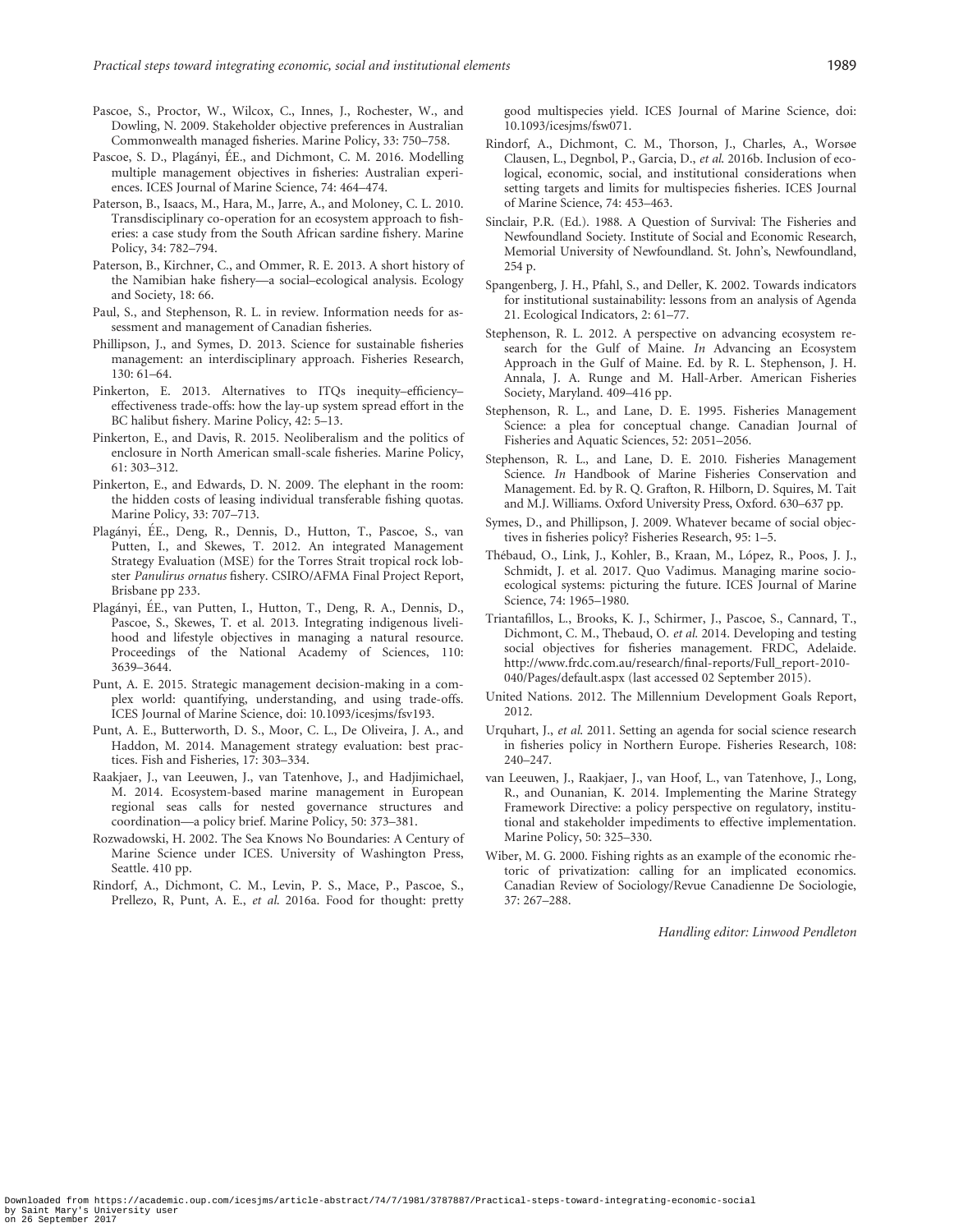Pascoe, S., Proctor, W., Wilcox, C., Innes, J., Rochester, W., and Dowling, N. 2009. Stakeholder objective preferences in Australian Commonwealth managed fisheries. Marine Policy, 33: 750–758.

Pascoe, S. D., Plagányi, ÉE., and Dichmont, C. M. 2016. Modelling multiple management objectives in fisheries: Australian experiences. ICES Journal of Marine Science, 74: 464–474.

Paterson, B., Isaacs, M., Hara, M., Jarre, A., and Moloney, C. L. 2010. Transdisciplinary co-operation for an ecosystem approach to fisheries: a case study from the South African sardine fishery. Marine Policy, 34: 782–794.

Paterson, B., Kirchner, C., and Ommer, R. E. 2013. A short history of the Namibian hake fishery—a social–ecological analysis. Ecology and Society, 18: 66.

Paul, S., and Stephenson, R. L. in review. Information needs for assessment and management of Canadian fisheries.

Phillipson, J., and Symes, D. 2013. Science for sustainable fisheries management: an interdisciplinary approach. Fisheries Research, 130: 61–64.

Pinkerton, E. 2013. Alternatives to ITQs inequity–efficiency–effectiveness trade-offs: how the lay-up system spread effort in the BC halibut fishery. Marine Policy, 42: 5–13.

Pinkerton, E., and Davis, R. 2015. Neoliberalism and the politics of enclosure in North American small-scale fisheries. Marine Policy, 61: 303–312.

Pinkerton, E., and Edwards, D. N. 2009. The elephant in the room: the hidden costs of leasing individual transferable fishing quotas. Marine Policy, 33: 707–713.

Plagányi, ÉE., Deng, R., Dennis, D., Hutton, T., Pascoe, S., van Putten, I., and Skewes, T. 2012. An integrated Management Strategy Evaluation (MSE) for the Torres Strait tropical rock lobster *Panulirus ornatus* fishery. CSIRO/AFMA Final Project Report, Brisbane pp 233.

Plagányi, ÉE., van Putten, I., Hutton, T., Deng, R. A., Dennis, D., Pascoe, S., Skewes, T. et al. 2013. Integrating indigenous livelihood and lifestyle objectives in managing a natural resource. Proceedings of the National Academy of Sciences, 110: 3639–3644.

Punt, A. E. 2015. Strategic management decision-making in a complex world: quantifying, understanding, and using trade-offs. ICES Journal of Marine Science, doi: 10.1093/icesjms/fsv193.

Punt, A. E., Butterworth, D. S., Moor, C. L., De Oliveira, J. A., and Haddon, M. 2014. Management strategy evaluation: best practices. Fish and Fisheries, 17: 303–334.

Raakjaer, J., van Leeuwen, J., van Tatenhove, J., and Hadjimichael, M. 2014. Ecosystem-based marine management in European regional seas calls for nested governance structures and coordination—a policy brief. Marine Policy, 50: 373–381.

Rozwadowski, H. 2002. The Sea Knows No Boundaries: A Century of Marine Science under ICES. University of Washington Press, Seattle. 410 pp.

Rindorf, A., Dichmont, C. M., Levin, P. S., Mace, P., Pascoe, S., Prellezo, R, Punt, A. E., *et al*. 2016a. Food for thought: pretty good multispecies yield. ICES Journal of Marine Science, doi: 10.1093/icesjms/fsw071.

Rindorf, A., Dichmont, C. M., Thorson, J., Charles, A., Worsøe Clausen, L., Degnbol, P., Garcia, D., *et al*. 2016b. Inclusion of ecological, economic, social, and institutional considerations when setting targets and limits for multispecies fisheries. ICES Journal of Marine Science, 74: 453–463.

Sinclair, P.R. (Ed.). 1988. A Question of Survival: The Fisheries and Newfoundland Society. Institute of Social and Economic Research, Memorial University of Newfoundland. St. John's, Newfoundland, 254 p.

Spangenberg, J. H., Pfahl, S., and Deller, K. 2002. Towards indicators for institutional sustainability: lessons from an analysis of Agenda 21. Ecological Indicators, 2: 61–77.

Stephenson, R. L. 2012. A perspective on advancing ecosystem research for the Gulf of Maine. *In* Advancing an Ecosystem Approach in the Gulf of Maine. Ed. by R. L. Stephenson, J. H. Annala, J. A. Runge and M. Hall-Arber. American Fisheries Society, Maryland. 409–416 pp.

Stephenson, R. L., and Lane, D. E. 1995. Fisheries Management Science: a plea for conceptual change. Canadian Journal of Fisheries and Aquatic Sciences, 52: 2051–2056.

Stephenson, R. L., and Lane, D. E. 2010. Fisheries Management Science. *In* Handbook of Marine Fisheries Conservation and Management. Ed. by R. Q. Grafton, R. Hilborn, D. Squires, M. Tait and M.J. Williams. Oxford University Press, Oxford. 630–637 pp.

Symes, D., and Phillipson, J. 2009. Whatever became of social objectives in fisheries policy? Fisheries Research, 95: 1–5.

Thébaud, O., Link, J., Kohler, B., Kraan, M., López, R., Poos, J. J., Schmidt, J. et al. 2017. Quo Vadimus. Managing marine socio-ecological systems: picturing the future. ICES Journal of Marine Science, 74: 1965–1980.

Triantafillos, L., Brooks, K. J., Schirmer, J., Pascoe, S., Cannard, T., Dichmont, C. M., Thebaud, O. *et al*. 2014. Developing and testing social objectives for fisheries management. FRDC, Adelaide. http://www.frdc.com.au/research/final-reports/Full_report-2010-040/Pages/default.aspx (last accessed 02 September 2015).

United Nations. 2012. The Millennium Development Goals Report, 2012.

Urquhart, J., *et al*. 2011. Setting an agenda for social science research in fisheries policy in Northern Europe. Fisheries Research, 108: 240–247.

van Leeuwen, J., Raakjaer, J., van Hoof, L., van Tatenhove, J., Long, R., and Ounanian, K. 2014. Implementing the Marine Strategy Framework Directive: a policy perspective on regulatory, institutional and stakeholder impediments to effective implementation. Marine Policy, 50: 325–330.

Wiber, M. G. 2000. Fishing rights as an example of the economic rhetoric of privatization: calling for an implicated economics. Canadian Review of Sociology/Revue Canadienne De Sociologie, 37: 267–288.

*Handling editor: Linwood Pendleton*